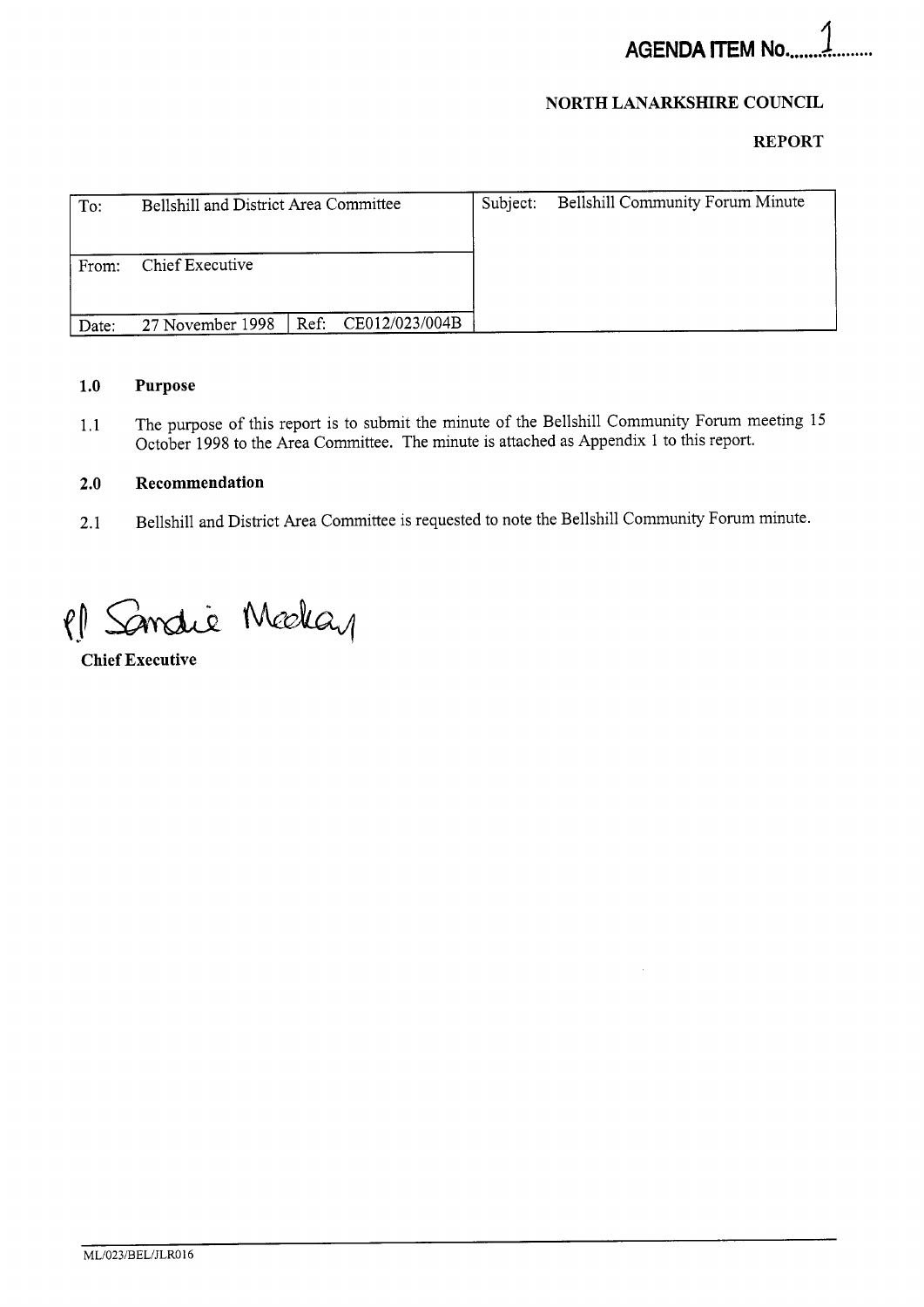**AGENDA ITEM No. 1**

**NORTH LANARKSHIRE COUNCIL**

**REPORT**

| To: Bellshill and District Area Committee | | Subject: Bellshill Community Forum Minute |
|---|---|---|
| From: Chief Executive | | |
| Date: 27 November 1998 | Ref: CE012/023/004B | |

### 1.0 Purpose

1.1 The purpose of this report is to submit the minute of the Bellshill Community Forum meeting 15 October 1998 to the Area Committee. The minute is attached as Appendix 1 to this report.

### 2.0 Recommendation

2.1 Bellshill and District Area Committee is requested to note the Bellshill Community Forum minute.

pp Sandie Mackay

**Chief Executive**

ML/023/BEL/JLR016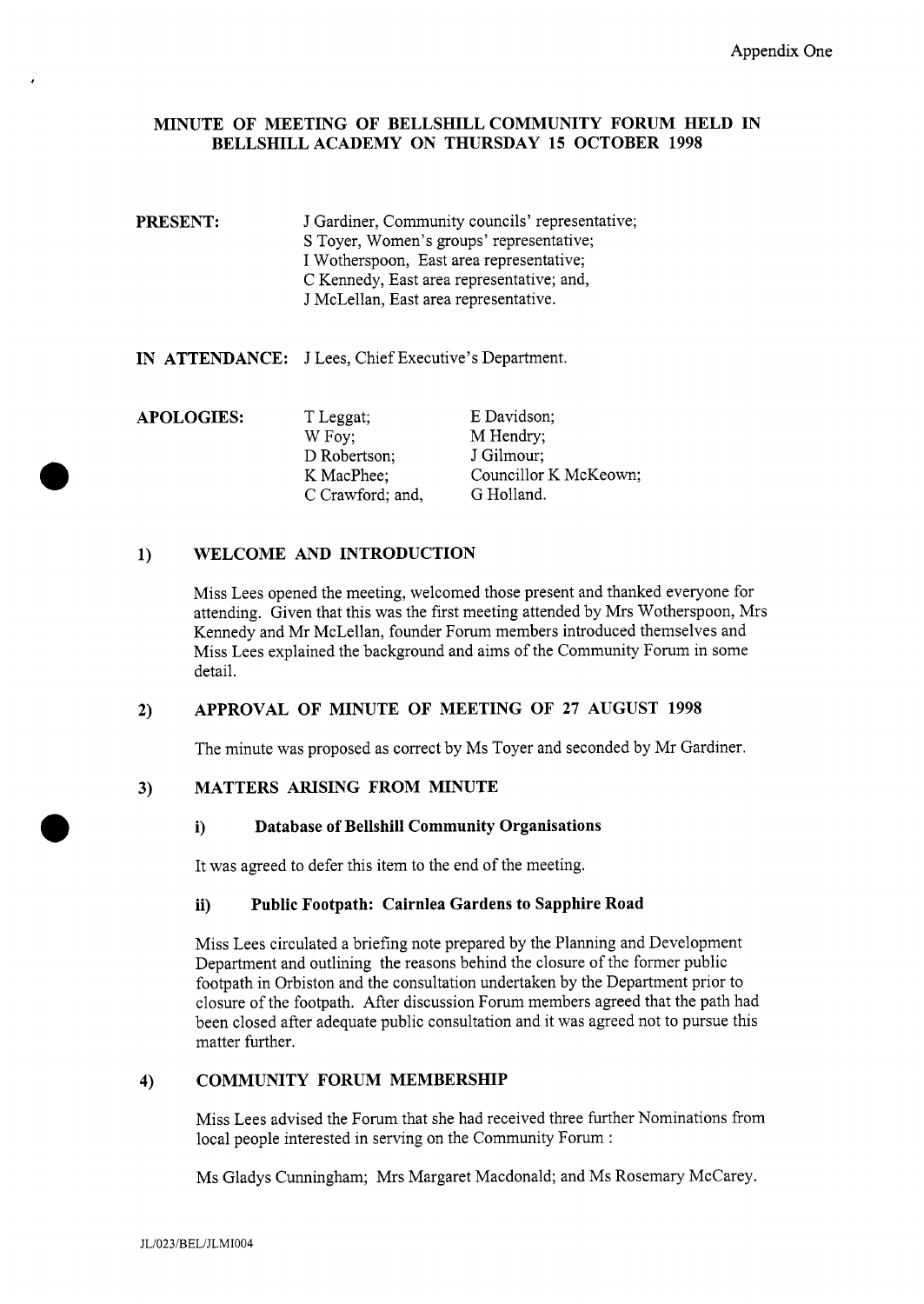Appendix One

# MINUTE OF MEETING OF BELLSHILL COMMUNITY FORUM HELD IN BELLSHILL ACADEMY ON THURSDAY 15 OCTOBER 1998

**PRESENT:**

J Gardiner, Community councils' representative;
S Toyer, Women's groups' representative;
I Wotherspoon, East area representative;
C Kennedy, East area representative; and,
J McLellan, East area representative.

**IN ATTENDANCE:** J Lees, Chief Executive's Department.

**APOLOGIES:**

T Leggat;
W Foy;
D Robertson;
K MacPhee;
C Crawford; and,
E Davidson;
M Hendry;
J Gilmour;
Councillor K McKeown;
G Holland.

## 1) WELCOME AND INTRODUCTION

Miss Lees opened the meeting, welcomed those present and thanked everyone for attending. Given that this was the first meeting attended by Mrs Wotherspoon, Mrs Kennedy and Mr McLellan, founder Forum members introduced themselves and Miss Lees explained the background and aims of the Community Forum in some detail.

## 2) APPROVAL OF MINUTE OF MEETING OF 27 AUGUST 1998

The minute was proposed as correct by Ms Toyer and seconded by Mr Gardiner.

## 3) MATTERS ARISING FROM MINUTE

### i) Database of Bellshill Community Organisations

It was agreed to defer this item to the end of the meeting.

### ii) Public Footpath: Cairnlea Gardens to Sapphire Road

Miss Lees circulated a briefing note prepared by the Planning and Development Department and outlining the reasons behind the closure of the former public footpath in Orbiston and the consultation undertaken by the Department prior to closure of the footpath. After discussion Forum members agreed that the path had been closed after adequate public consultation and it was agreed not to pursue this matter further.

## 4) COMMUNITY FORUM MEMBERSHIP

Miss Lees advised the Forum that she had received three further Nominations from local people interested in serving on the Community Forum :

Ms Gladys Cunningham; Mrs Margaret Macdonald; and Ms Rosemary McCarey.

JL/023/BEL/JLMI004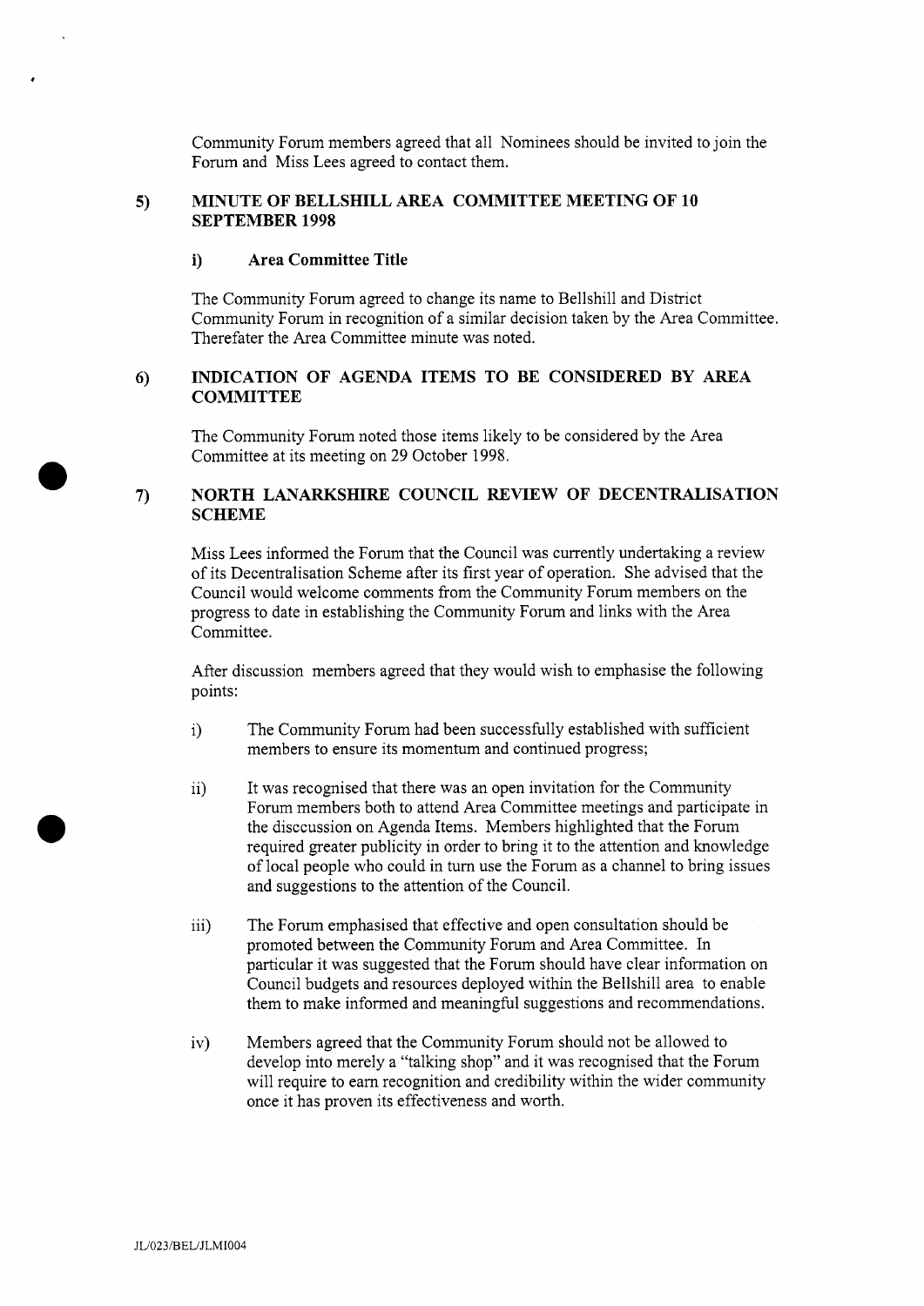Community Forum members agreed that all Nominees should be invited to join the Forum and Miss Lees agreed to contact them.

## 5) MINUTE OF BELLSHILL AREA COMMITTEE MEETING OF 10 SEPTEMBER 1998

### i) Area Committee Title

The Community Forum agreed to change its name to Bellshill and District Community Forum in recognition of a similar decision taken by the Area Committee. Therefater the Area Committee minute was noted.

## 6) INDICATION OF AGENDA ITEMS TO BE CONSIDERED BY AREA COMMITTEE

The Community Forum noted those items likely to be considered by the Area Committee at its meeting on 29 October 1998.

## 7) NORTH LANARKSHIRE COUNCIL REVIEW OF DECENTRALISATION SCHEME

Miss Lees informed the Forum that the Council was currently undertaking a review of its Decentralisation Scheme after its first year of operation. She advised that the Council would welcome comments from the Community Forum members on the progress to date in establishing the Community Forum and links with the Area Committee.

After discussion members agreed that they would wish to emphasise the following points:

i) The Community Forum had been successfully established with sufficient members to ensure its momentum and continued progress;

ii) It was recognised that there was an open invitation for the Community Forum members both to attend Area Committee meetings and participate in the disccussion on Agenda Items. Members highlighted that the Forum required greater publicity in order to bring it to the attention and knowledge of local people who could in turn use the Forum as a channel to bring issues and suggestions to the attention of the Council.

iii) The Forum emphasised that effective and open consultation should be promoted between the Community Forum and Area Committee. In particular it was suggested that the Forum should have clear information on Council budgets and resources deployed within the Bellshill area to enable them to make informed and meaningful suggestions and recommendations.

iv) Members agreed that the Community Forum should not be allowed to develop into merely a "talking shop" and it was recognised that the Forum will require to earn recognition and credibility within the wider community once it has proven its effectiveness and worth.

JL/023/BEL/JLMI004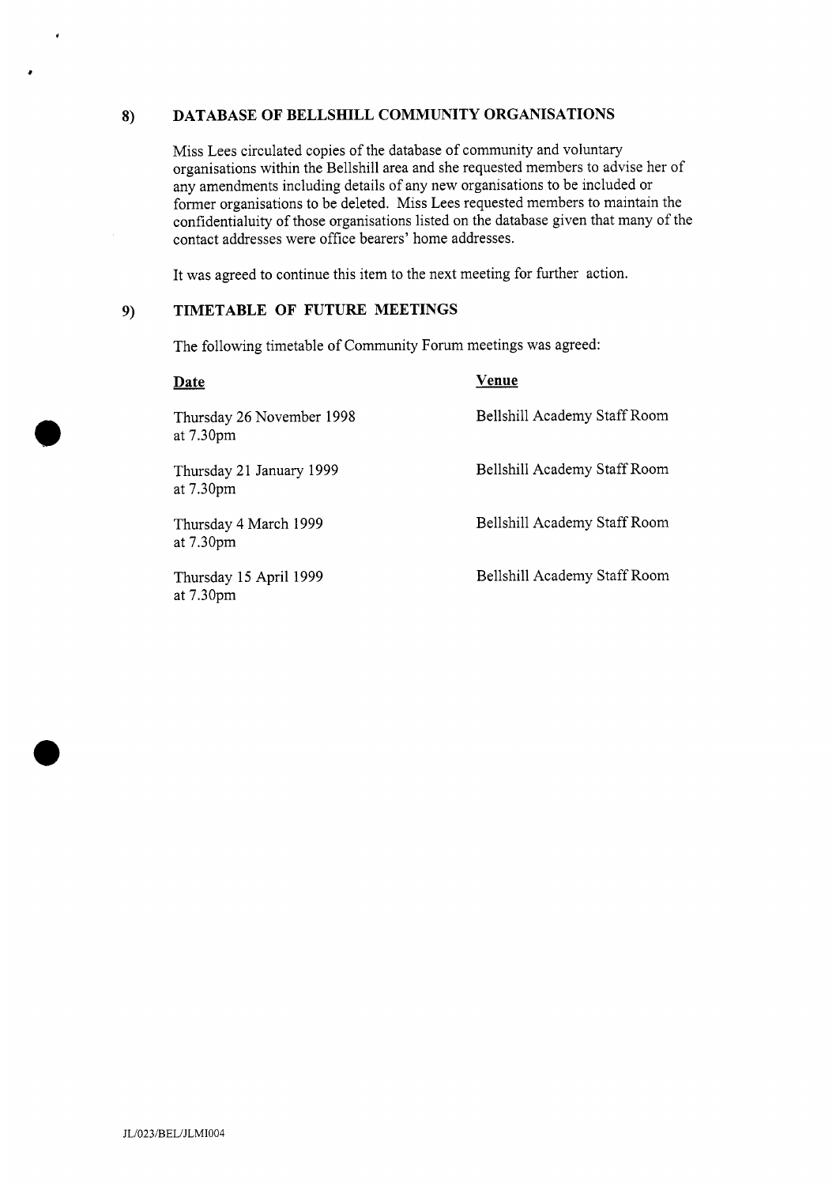## 8) DATABASE OF BELLSHILL COMMUNITY ORGANISATIONS

Miss Lees circulated copies of the database of community and voluntary organisations within the Bellshill area and she requested members to advise her of any amendments including details of any new organisations to be included or former organisations to be deleted. Miss Lees requested members to maintain the confidentialuity of those organisations listed on the database given that many of the contact addresses were office bearers' home addresses.

It was agreed to continue this item to the next meeting for further action.

## 9) TIMETABLE OF FUTURE MEETINGS

The following timetable of Community Forum meetings was agreed:

| Date | Venue |
| --- | --- |
| Thursday 26 November 1998 at 7.30pm | Bellshill Academy Staff Room |
| Thursday 21 January 1999 at 7.30pm | Bellshill Academy Staff Room |
| Thursday 4 March 1999 at 7.30pm | Bellshill Academy Staff Room |
| Thursday 15 April 1999 at 7.30pm | Bellshill Academy Staff Room |

JL/023/BEL/JLMI004